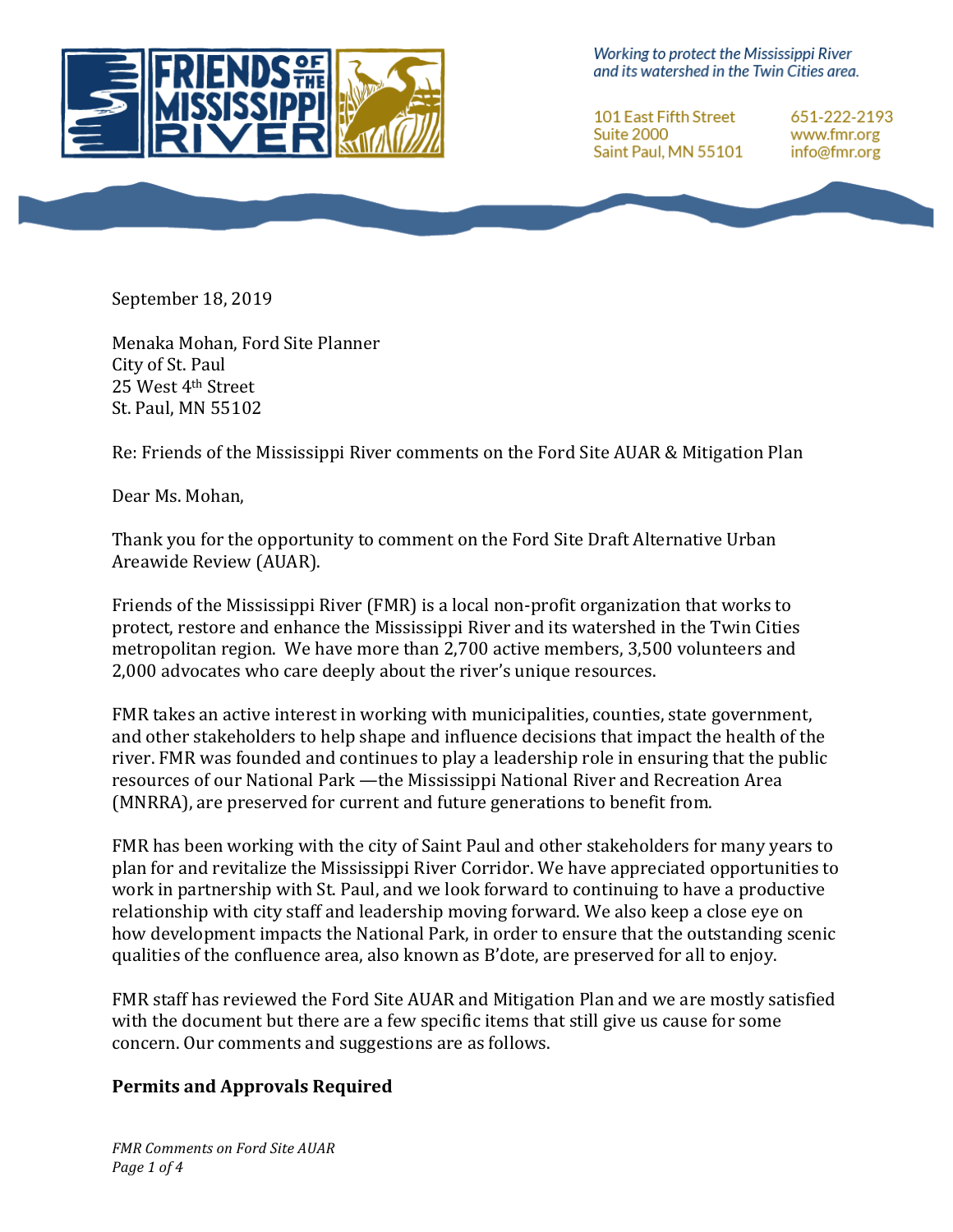Working to protect the Mississippi River and its watershed in the Twin Cities area.

101 East Fifth Street
Suite 2000
Saint Paul, MN 55101

651-222-2193
www.fmr.org
info@fmr.org

September 18, 2019

Menaka Mohan, Ford Site Planner
City of St. Paul
25 West 4th Street
St. Paul, MN 55102

Re: Friends of the Mississippi River comments on the Ford Site AUAR & Mitigation Plan

Dear Ms. Mohan,

Thank you for the opportunity to comment on the Ford Site Draft Alternative Urban Areawide Review (AUAR).

Friends of the Mississippi River (FMR) is a local non-profit organization that works to protect, restore and enhance the Mississippi River and its watershed in the Twin Cities metropolitan region. We have more than 2,700 active members, 3,500 volunteers and 2,000 advocates who care deeply about the river's unique resources.

FMR takes an active interest in working with municipalities, counties, state government, and other stakeholders to help shape and influence decisions that impact the health of the river. FMR was founded and continues to play a leadership role in ensuring that the public resources of our National Park —the Mississippi National River and Recreation Area (MNRRA), are preserved for current and future generations to benefit from.

FMR has been working with the city of Saint Paul and other stakeholders for many years to plan for and revitalize the Mississippi River Corridor. We have appreciated opportunities to work in partnership with St. Paul, and we look forward to continuing to have a productive relationship with city staff and leadership moving forward. We also keep a close eye on how development impacts the National Park, in order to ensure that the outstanding scenic qualities of the confluence area, also known as B'dote, are preserved for all to enjoy.

FMR staff has reviewed the Ford Site AUAR and Mitigation Plan and we are mostly satisfied with the document but there are a few specific items that still give us cause for some concern. Our comments and suggestions are as follows.

## Permits and Approvals Required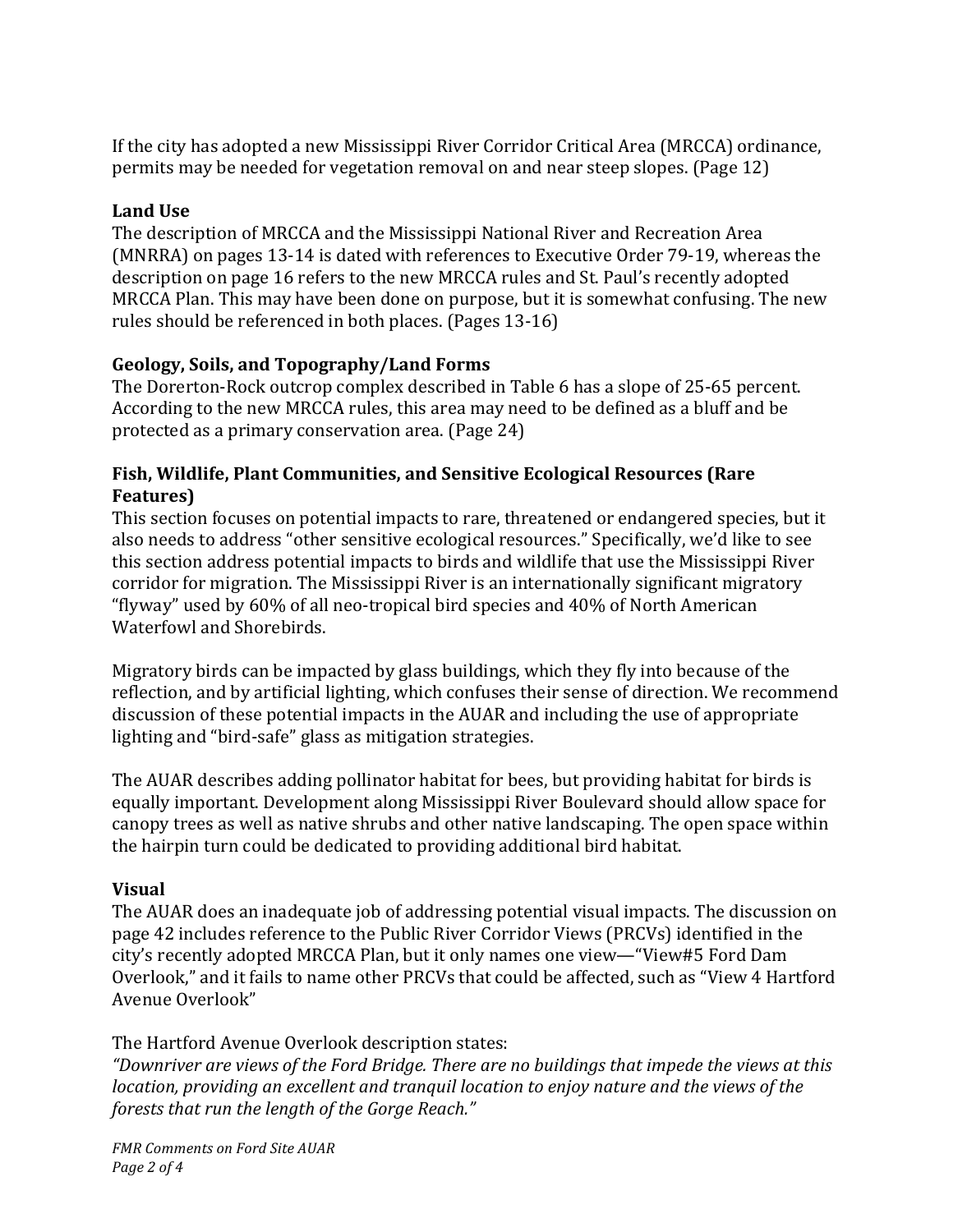If the city has adopted a new Mississippi River Corridor Critical Area (MRCCA) ordinance, permits may be needed for vegetation removal on and near steep slopes. (Page 12)

**Land Use**

The description of MRCCA and the Mississippi National River and Recreation Area (MNRRA) on pages 13-14 is dated with references to Executive Order 79-19, whereas the description on page 16 refers to the new MRCCA rules and St. Paul's recently adopted MRCCA Plan. This may have been done on purpose, but it is somewhat confusing. The new rules should be referenced in both places. (Pages 13-16)

**Geology, Soils, and Topography/Land Forms**

The Dorerton-Rock outcrop complex described in Table 6 has a slope of 25-65 percent. According to the new MRCCA rules, this area may need to be defined as a bluff and be protected as a primary conservation area. (Page 24)

**Fish, Wildlife, Plant Communities, and Sensitive Ecological Resources (Rare Features)**

This section focuses on potential impacts to rare, threatened or endangered species, but it also needs to address "other sensitive ecological resources." Specifically, we'd like to see this section address potential impacts to birds and wildlife that use the Mississippi River corridor for migration. The Mississippi River is an internationally significant migratory "flyway" used by 60% of all neo-tropical bird species and 40% of North American Waterfowl and Shorebirds.

Migratory birds can be impacted by glass buildings, which they fly into because of the reflection, and by artificial lighting, which confuses their sense of direction. We recommend discussion of these potential impacts in the AUAR and including the use of appropriate lighting and "bird-safe" glass as mitigation strategies.

The AUAR describes adding pollinator habitat for bees, but providing habitat for birds is equally important. Development along Mississippi River Boulevard should allow space for canopy trees as well as native shrubs and other native landscaping. The open space within the hairpin turn could be dedicated to providing additional bird habitat.

**Visual**

The AUAR does an inadequate job of addressing potential visual impacts. The discussion on page 42 includes reference to the Public River Corridor Views (PRCVs) identified in the city's recently adopted MRCCA Plan, but it only names one view—"View#5 Ford Dam Overlook," and it fails to name other PRCVs that could be affected, such as "View 4 Hartford Avenue Overlook"

The Hartford Avenue Overlook description states:
*"Downriver are views of the Ford Bridge. There are no buildings that impede the views at this location, providing an excellent and tranquil location to enjoy nature and the views of the forests that run the length of the Gorge Reach."*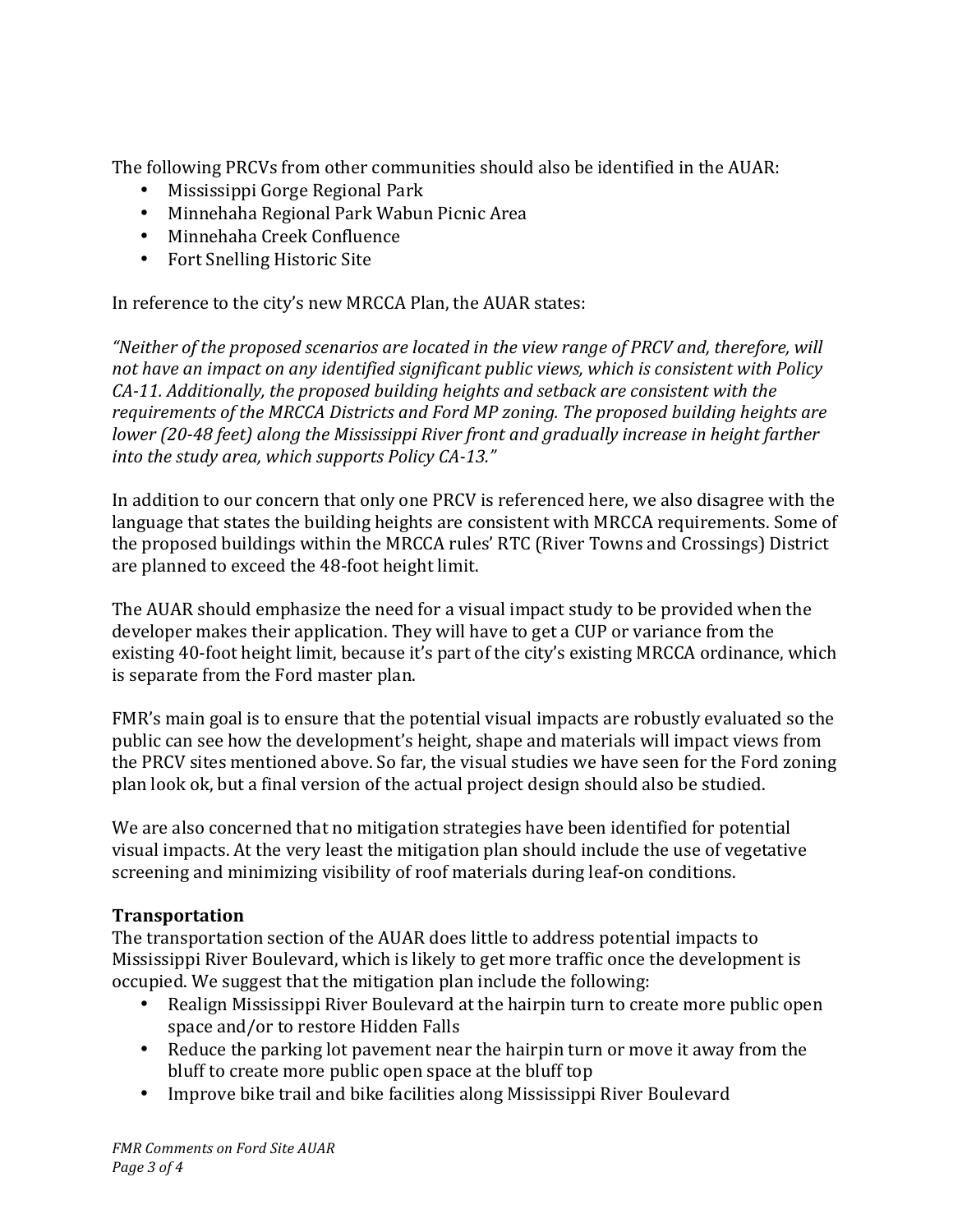The following PRCVs from other communities should also be identified in the AUAR:

- Mississippi Gorge Regional Park
- Minnehaha Regional Park Wabun Picnic Area
- Minnehaha Creek Confluence
- Fort Snelling Historic Site

In reference to the city's new MRCCA Plan, the AUAR states:

*"Neither of the proposed scenarios are located in the view range of PRCV and, therefore, will not have an impact on any identified significant public views, which is consistent with Policy CA-11. Additionally, the proposed building heights and setback are consistent with the requirements of the MRCCA Districts and Ford MP zoning. The proposed building heights are lower (20-48 feet) along the Mississippi River front and gradually increase in height farther into the study area, which supports Policy CA-13."*

In addition to our concern that only one PRCV is referenced here, we also disagree with the language that states the building heights are consistent with MRCCA requirements. Some of the proposed buildings within the MRCCA rules' RTC (River Towns and Crossings) District are planned to exceed the 48-foot height limit.

The AUAR should emphasize the need for a visual impact study to be provided when the developer makes their application. They will have to get a CUP or variance from the existing 40-foot height limit, because it's part of the city's existing MRCCA ordinance, which is separate from the Ford master plan.

FMR's main goal is to ensure that the potential visual impacts are robustly evaluated so the public can see how the development's height, shape and materials will impact views from the PRCV sites mentioned above. So far, the visual studies we have seen for the Ford zoning plan look ok, but a final version of the actual project design should also be studied.

We are also concerned that no mitigation strategies have been identified for potential visual impacts. At the very least the mitigation plan should include the use of vegetative screening and minimizing visibility of roof materials during leaf-on conditions.

**Transportation**

The transportation section of the AUAR does little to address potential impacts to Mississippi River Boulevard, which is likely to get more traffic once the development is occupied. We suggest that the mitigation plan include the following:

- Realign Mississippi River Boulevard at the hairpin turn to create more public open space and/or to restore Hidden Falls
- Reduce the parking lot pavement near the hairpin turn or move it away from the bluff to create more public open space at the bluff top
- Improve bike trail and bike facilities along Mississippi River Boulevard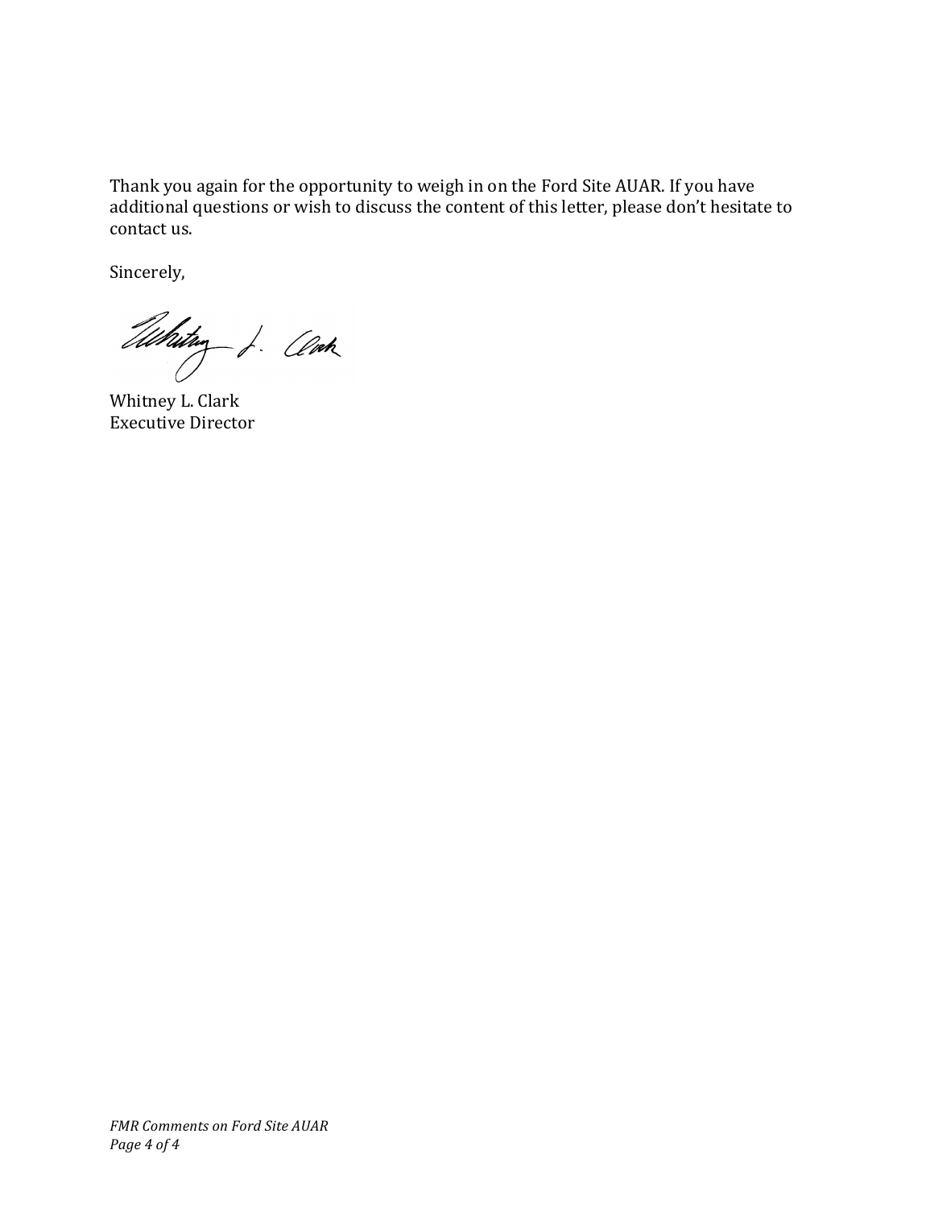Thank you again for the opportunity to weigh in on the Ford Site AUAR. If you have additional questions or wish to discuss the content of this letter, please don't hesitate to contact us.

Sincerely,

Whitney L. Clark
Executive Director